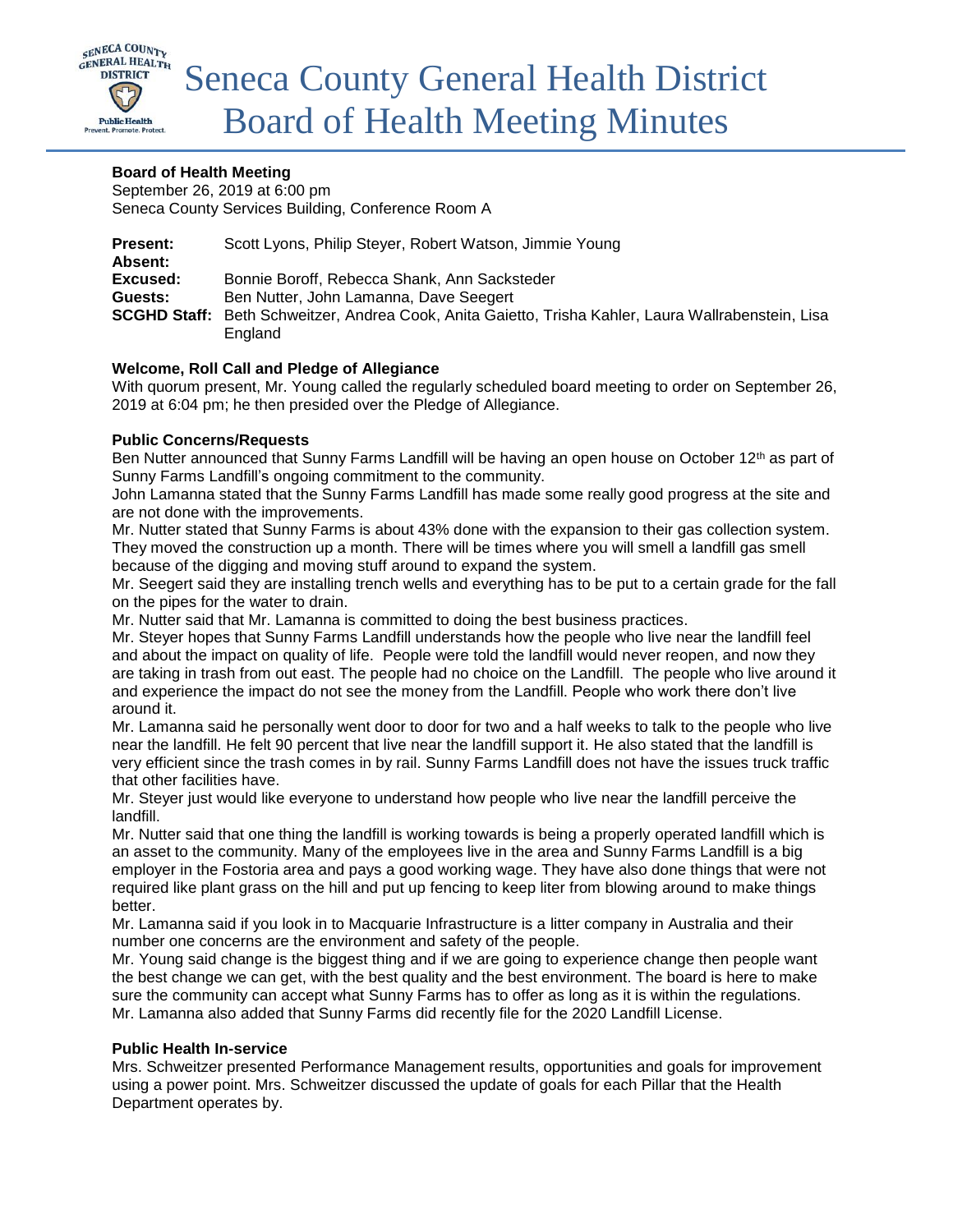# Seneca County General Health District Board of Health Meeting Minutes

**Board of Health Meeting**
September 26, 2019 at 6:00 pm
Seneca County Services Building, Conference Room A

**Present:** Scott Lyons, Philip Steyer, Robert Watson, Jimmie Young
**Absent:**
**Excused:** Bonnie Boroff, Rebecca Shank, Ann Sacksteder
**Guests:** Ben Nutter, John Lamanna, Dave Seegert
**SCGHD Staff:** Beth Schweitzer, Andrea Cook, Anita Gaietto, Trisha Kahler, Laura Wallrabenstein, Lisa England

**Welcome, Roll Call and Pledge of Allegiance**
With quorum present, Mr. Young called the regularly scheduled board meeting to order on September 26, 2019 at 6:04 pm; he then presided over the Pledge of Allegiance.

**Public Concerns/Requests**
Ben Nutter announced that Sunny Farms Landfill will be having an open house on October 12th as part of Sunny Farms Landfill's ongoing commitment to the community.
John Lamanna stated that the Sunny Farms Landfill has made some really good progress at the site and are not done with the improvements.
Mr. Nutter stated that Sunny Farms is about 43% done with the expansion to their gas collection system. They moved the construction up a month. There will be times where you will smell a landfill gas smell because of the digging and moving stuff around to expand the system.
Mr. Seegert said they are installing trench wells and everything has to be put to a certain grade for the fall on the pipes for the water to drain.
Mr. Nutter said that Mr. Lamanna is committed to doing the best business practices.
Mr. Steyer hopes that Sunny Farms Landfill understands how the people who live near the landfill feel and about the impact on quality of life. People were told the landfill would never reopen, and now they are taking in trash from out east. The people had no choice on the Landfill. The people who live around it and experience the impact do not see the money from the Landfill. People who work there don't live around it.
Mr. Lamanna said he personally went door to door for two and a half weeks to talk to the people who live near the landfill. He felt 90 percent that live near the landfill support it. He also stated that the landfill is very efficient since the trash comes in by rail. Sunny Farms Landfill does not have the issues truck traffic that other facilities have.
Mr. Steyer just would like everyone to understand how people who live near the landfill perceive the landfill.
Mr. Nutter said that one thing the landfill is working towards is being a properly operated landfill which is an asset to the community. Many of the employees live in the area and Sunny Farms Landfill is a big employer in the Fostoria area and pays a good working wage. They have also done things that were not required like plant grass on the hill and put up fencing to keep liter from blowing around to make things better.
Mr. Lamanna said if you look in to Macquarie Infrastructure is a litter company in Australia and their number one concerns are the environment and safety of the people.
Mr. Young said change is the biggest thing and if we are going to experience change then people want the best change we can get, with the best quality and the best environment. The board is here to make sure the community can accept what Sunny Farms has to offer as long as it is within the regulations.
Mr. Lamanna also added that Sunny Farms did recently file for the 2020 Landfill License.

**Public Health In-service**
Mrs. Schweitzer presented Performance Management results, opportunities and goals for improvement using a power point. Mrs. Schweitzer discussed the update of goals for each Pillar that the Health Department operates by.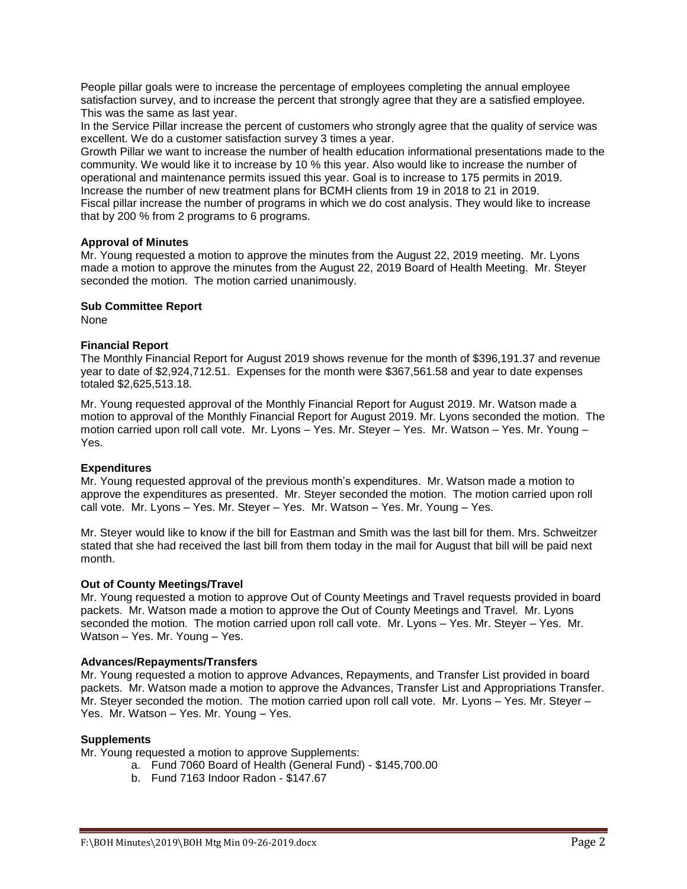People pillar goals were to increase the percentage of employees completing the annual employee satisfaction survey, and to increase the percent that strongly agree that they are a satisfied employee. This was the same as last year.
In the Service Pillar increase the percent of customers who strongly agree that the quality of service was excellent. We do a customer satisfaction survey 3 times a year.
Growth Pillar we want to increase the number of health education informational presentations made to the community. We would like it to increase by 10 % this year. Also would like to increase the number of operational and maintenance permits issued this year. Goal is to increase to 175 permits in 2019.
Increase the number of new treatment plans for BCMH clients from 19 in 2018 to 21 in 2019.
Fiscal pillar increase the number of programs in which we do cost analysis. They would like to increase that by 200 % from 2 programs to 6 programs.

**Approval of Minutes**
Mr. Young requested a motion to approve the minutes from the August 22, 2019 meeting. Mr. Lyons made a motion to approve the minutes from the August 22, 2019 Board of Health Meeting. Mr. Steyer seconded the motion. The motion carried unanimously.

**Sub Committee Report**
None

**Financial Report**
The Monthly Financial Report for August 2019 shows revenue for the month of $396,191.37 and revenue year to date of $2,924,712.51. Expenses for the month were $367,561.58 and year to date expenses totaled $2,625,513.18.

Mr. Young requested approval of the Monthly Financial Report for August 2019. Mr. Watson made a motion to approval of the Monthly Financial Report for August 2019. Mr. Lyons seconded the motion. The motion carried upon roll call vote. Mr. Lyons – Yes. Mr. Steyer – Yes. Mr. Watson – Yes. Mr. Young – Yes.

**Expenditures**
Mr. Young requested approval of the previous month's expenditures. Mr. Watson made a motion to approve the expenditures as presented. Mr. Steyer seconded the motion. The motion carried upon roll call vote. Mr. Lyons – Yes. Mr. Steyer – Yes. Mr. Watson – Yes. Mr. Young – Yes.

Mr. Steyer would like to know if the bill for Eastman and Smith was the last bill for them. Mrs. Schweitzer stated that she had received the last bill from them today in the mail for August that bill will be paid next month.

**Out of County Meetings/Travel**
Mr. Young requested a motion to approve Out of County Meetings and Travel requests provided in board packets. Mr. Watson made a motion to approve the Out of County Meetings and Travel. Mr. Lyons seconded the motion. The motion carried upon roll call vote. Mr. Lyons – Yes. Mr. Steyer – Yes. Mr. Watson – Yes. Mr. Young – Yes.

**Advances/Repayments/Transfers**
Mr. Young requested a motion to approve Advances, Repayments, and Transfer List provided in board packets. Mr. Watson made a motion to approve the Advances, Transfer List and Appropriations Transfer. Mr. Steyer seconded the motion. The motion carried upon roll call vote. Mr. Lyons – Yes. Mr. Steyer – Yes. Mr. Watson – Yes. Mr. Young – Yes.

**Supplements**
Mr. Young requested a motion to approve Supplements:

a. Fund 7060 Board of Health (General Fund) - $145,700.00
b. Fund 7163 Indoor Radon - $147.67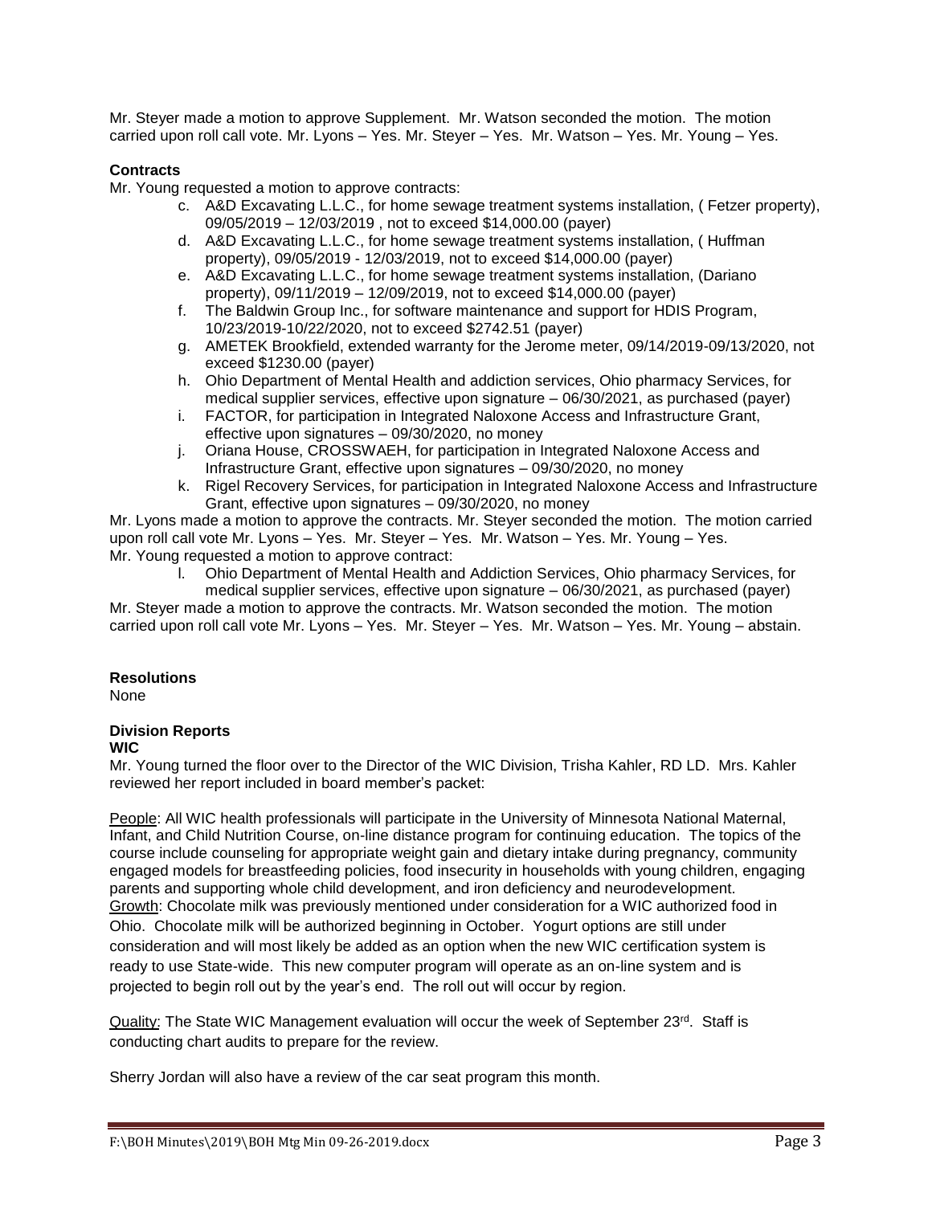Mr. Steyer made a motion to approve Supplement. Mr. Watson seconded the motion. The motion carried upon roll call vote. Mr. Lyons – Yes. Mr. Steyer – Yes. Mr. Watson – Yes. Mr. Young – Yes.

**Contracts**

Mr. Young requested a motion to approve contracts:

c. A&D Excavating L.L.C., for home sewage treatment systems installation, ( Fetzer property), 09/05/2019 – 12/03/2019 , not to exceed $14,000.00 (payer)
d. A&D Excavating L.L.C., for home sewage treatment systems installation, ( Huffman property), 09/05/2019 - 12/03/2019, not to exceed $14,000.00 (payer)
e. A&D Excavating L.L.C., for home sewage treatment systems installation, (Dariano property), 09/11/2019 – 12/09/2019, not to exceed $14,000.00 (payer)
f. The Baldwin Group Inc., for software maintenance and support for HDIS Program, 10/23/2019-10/22/2020, not to exceed $2742.51 (payer)
g. AMETEK Brookfield, extended warranty for the Jerome meter, 09/14/2019-09/13/2020, not exceed $1230.00 (payer)
h. Ohio Department of Mental Health and addiction services, Ohio pharmacy Services, for medical supplier services, effective upon signature – 06/30/2021, as purchased (payer)
i. FACTOR, for participation in Integrated Naloxone Access and Infrastructure Grant, effective upon signatures – 09/30/2020, no money
j. Oriana House, CROSSWAEH, for participation in Integrated Naloxone Access and Infrastructure Grant, effective upon signatures – 09/30/2020, no money
k. Rigel Recovery Services, for participation in Integrated Naloxone Access and Infrastructure Grant, effective upon signatures – 09/30/2020, no money

Mr. Lyons made a motion to approve the contracts. Mr. Steyer seconded the motion. The motion carried upon roll call vote Mr. Lyons – Yes. Mr. Steyer – Yes. Mr. Watson – Yes. Mr. Young – Yes.

Mr. Young requested a motion to approve contract:

l. Ohio Department of Mental Health and Addiction Services, Ohio pharmacy Services, for medical supplier services, effective upon signature – 06/30/2021, as purchased (payer)

Mr. Steyer made a motion to approve the contracts. Mr. Watson seconded the motion. The motion carried upon roll call vote Mr. Lyons – Yes. Mr. Steyer – Yes. Mr. Watson – Yes. Mr. Young – abstain.

**Resolutions**

None

**Division Reports**

**WIC**

Mr. Young turned the floor over to the Director of the WIC Division, Trisha Kahler, RD LD. Mrs. Kahler reviewed her report included in board member's packet:

People: All WIC health professionals will participate in the University of Minnesota National Maternal, Infant, and Child Nutrition Course, on-line distance program for continuing education. The topics of the course include counseling for appropriate weight gain and dietary intake during pregnancy, community engaged models for breastfeeding policies, food insecurity in households with young children, engaging parents and supporting whole child development, and iron deficiency and neurodevelopment.

Growth: Chocolate milk was previously mentioned under consideration for a WIC authorized food in Ohio. Chocolate milk will be authorized beginning in October. Yogurt options are still under consideration and will most likely be added as an option when the new WIC certification system is ready to use State-wide. This new computer program will operate as an on-line system and is projected to begin roll out by the year's end. The roll out will occur by region.

Quality: The State WIC Management evaluation will occur the week of September 23rd. Staff is conducting chart audits to prepare for the review.

Sherry Jordan will also have a review of the car seat program this month.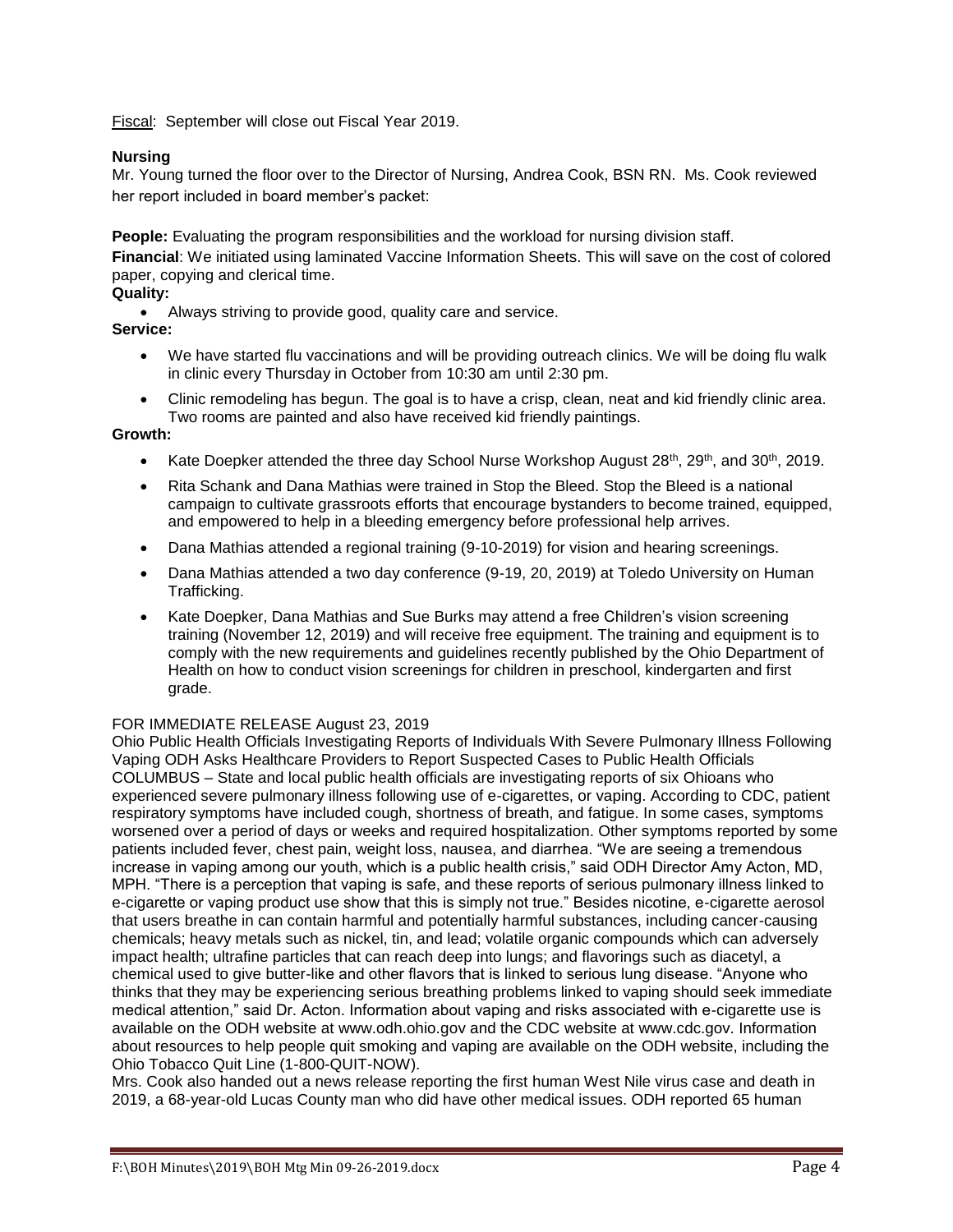Fiscal: September will close out Fiscal Year 2019.

**Nursing**

Mr. Young turned the floor over to the Director of Nursing, Andrea Cook, BSN RN. Ms. Cook reviewed her report included in board member's packet:

**People:** Evaluating the program responsibilities and the workload for nursing division staff.

**Financial**: We initiated using laminated Vaccine Information Sheets. This will save on the cost of colored paper, copying and clerical time.

**Quality:**

- Always striving to provide good, quality care and service.

**Service:**

- We have started flu vaccinations and will be providing outreach clinics. We will be doing flu walk in clinic every Thursday in October from 10:30 am until 2:30 pm.
- Clinic remodeling has begun. The goal is to have a crisp, clean, neat and kid friendly clinic area. Two rooms are painted and also have received kid friendly paintings.

**Growth:**

- Kate Doepker attended the three day School Nurse Workshop August 28th, 29th, and 30th, 2019.
- Rita Schank and Dana Mathias were trained in Stop the Bleed. Stop the Bleed is a national campaign to cultivate grassroots efforts that encourage bystanders to become trained, equipped, and empowered to help in a bleeding emergency before professional help arrives.
- Dana Mathias attended a regional training (9-10-2019) for vision and hearing screenings.
- Dana Mathias attended a two day conference (9-19, 20, 2019) at Toledo University on Human Trafficking.
- Kate Doepker, Dana Mathias and Sue Burks may attend a free Children's vision screening training (November 12, 2019) and will receive free equipment. The training and equipment is to comply with the new requirements and guidelines recently published by the Ohio Department of Health on how to conduct vision screenings for children in preschool, kindergarten and first grade.

FOR IMMEDIATE RELEASE August 23, 2019

Ohio Public Health Officials Investigating Reports of Individuals With Severe Pulmonary Illness Following Vaping ODH Asks Healthcare Providers to Report Suspected Cases to Public Health Officials COLUMBUS – State and local public health officials are investigating reports of six Ohioans who experienced severe pulmonary illness following use of e-cigarettes, or vaping. According to CDC, patient respiratory symptoms have included cough, shortness of breath, and fatigue. In some cases, symptoms worsened over a period of days or weeks and required hospitalization. Other symptoms reported by some patients included fever, chest pain, weight loss, nausea, and diarrhea. "We are seeing a tremendous increase in vaping among our youth, which is a public health crisis," said ODH Director Amy Acton, MD, MPH. "There is a perception that vaping is safe, and these reports of serious pulmonary illness linked to e-cigarette or vaping product use show that this is simply not true." Besides nicotine, e-cigarette aerosol that users breathe in can contain harmful and potentially harmful substances, including cancer-causing chemicals; heavy metals such as nickel, tin, and lead; volatile organic compounds which can adversely impact health; ultrafine particles that can reach deep into lungs; and flavorings such as diacetyl, a chemical used to give butter-like and other flavors that is linked to serious lung disease. "Anyone who thinks that they may be experiencing serious breathing problems linked to vaping should seek immediate medical attention," said Dr. Acton. Information about vaping and risks associated with e-cigarette use is available on the ODH website at www.odh.ohio.gov and the CDC website at www.cdc.gov. Information about resources to help people quit smoking and vaping are available on the ODH website, including the Ohio Tobacco Quit Line (1-800-QUIT-NOW).

Mrs. Cook also handed out a news release reporting the first human West Nile virus case and death in 2019, a 68-year-old Lucas County man who did have other medical issues. ODH reported 65 human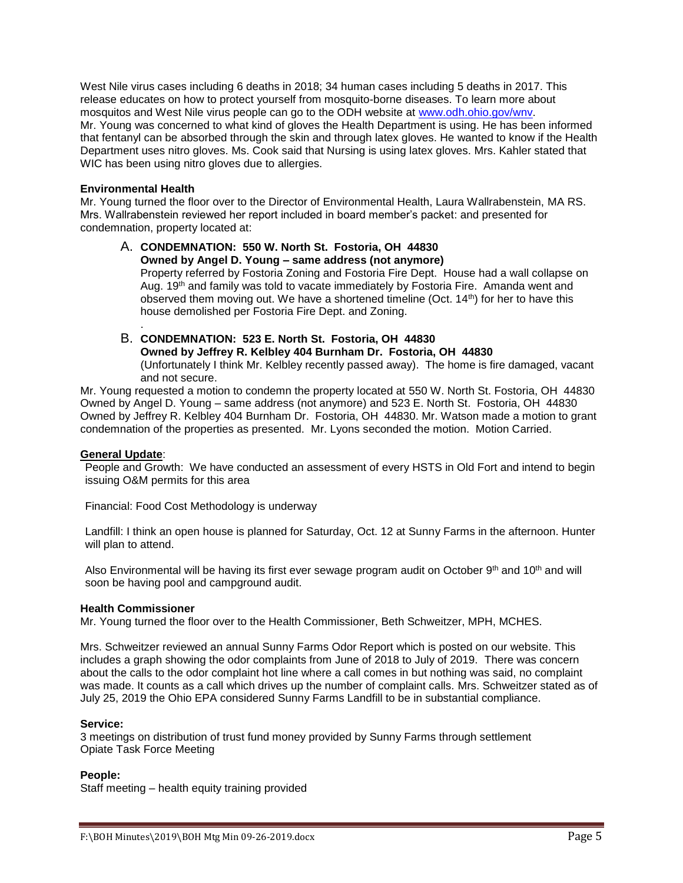West Nile virus cases including 6 deaths in 2018; 34 human cases including 5 deaths in 2017. This release educates on how to protect yourself from mosquito-borne diseases. To learn more about mosquitos and West Nile virus people can go to the ODH website at www.odh.ohio.gov/wnv.

Mr. Young was concerned to what kind of gloves the Health Department is using. He has been informed that fentanyl can be absorbed through the skin and through latex gloves. He wanted to know if the Health Department uses nitro gloves. Ms. Cook said that Nursing is using latex gloves. Mrs. Kahler stated that WIC has been using nitro gloves due to allergies.

**Environmental Health**

Mr. Young turned the floor over to the Director of Environmental Health, Laura Wallrabenstein, MA RS. Mrs. Wallrabenstein reviewed her report included in board member's packet: and presented for condemnation, property located at:

A. **CONDEMNATION: 550 W. North St. Fostoria, OH 44830**
   **Owned by Angel D. Young – same address (not anymore)**
   Property referred by Fostoria Zoning and Fostoria Fire Dept. House had a wall collapse on Aug. 19th and family was told to vacate immediately by Fostoria Fire. Amanda went and observed them moving out. We have a shortened timeline (Oct. 14th) for her to have this house demolished per Fostoria Fire Dept. and Zoning.
   .

B. **CONDEMNATION: 523 E. North St. Fostoria, OH 44830**
   **Owned by Jeffrey R. Kelbley 404 Burnham Dr. Fostoria, OH 44830**
   (Unfortunately I think Mr. Kelbley recently passed away). The home is fire damaged, vacant and not secure.

Mr. Young requested a motion to condemn the property located at 550 W. North St. Fostoria, OH 44830 Owned by Angel D. Young – same address (not anymore) and 523 E. North St. Fostoria, OH 44830 Owned by Jeffrey R. Kelbley 404 Burnham Dr. Fostoria, OH 44830. Mr. Watson made a motion to grant condemnation of the properties as presented. Mr. Lyons seconded the motion. Motion Carried.

**General Update**:

People and Growth: We have conducted an assessment of every HSTS in Old Fort and intend to begin issuing O&M permits for this area

Financial: Food Cost Methodology is underway

Landfill: I think an open house is planned for Saturday, Oct. 12 at Sunny Farms in the afternoon. Hunter will plan to attend.

Also Environmental will be having its first ever sewage program audit on October 9th and 10th and will soon be having pool and campground audit.

**Health Commissioner**

Mr. Young turned the floor over to the Health Commissioner, Beth Schweitzer, MPH, MCHES.

Mrs. Schweitzer reviewed an annual Sunny Farms Odor Report which is posted on our website. This includes a graph showing the odor complaints from June of 2018 to July of 2019. There was concern about the calls to the odor complaint hot line where a call comes in but nothing was said, no complaint was made. It counts as a call which drives up the number of complaint calls. Mrs. Schweitzer stated as of July 25, 2019 the Ohio EPA considered Sunny Farms Landfill to be in substantial compliance.

**Service:**

3 meetings on distribution of trust fund money provided by Sunny Farms through settlement
Opiate Task Force Meeting

**People:**

Staff meeting – health equity training provided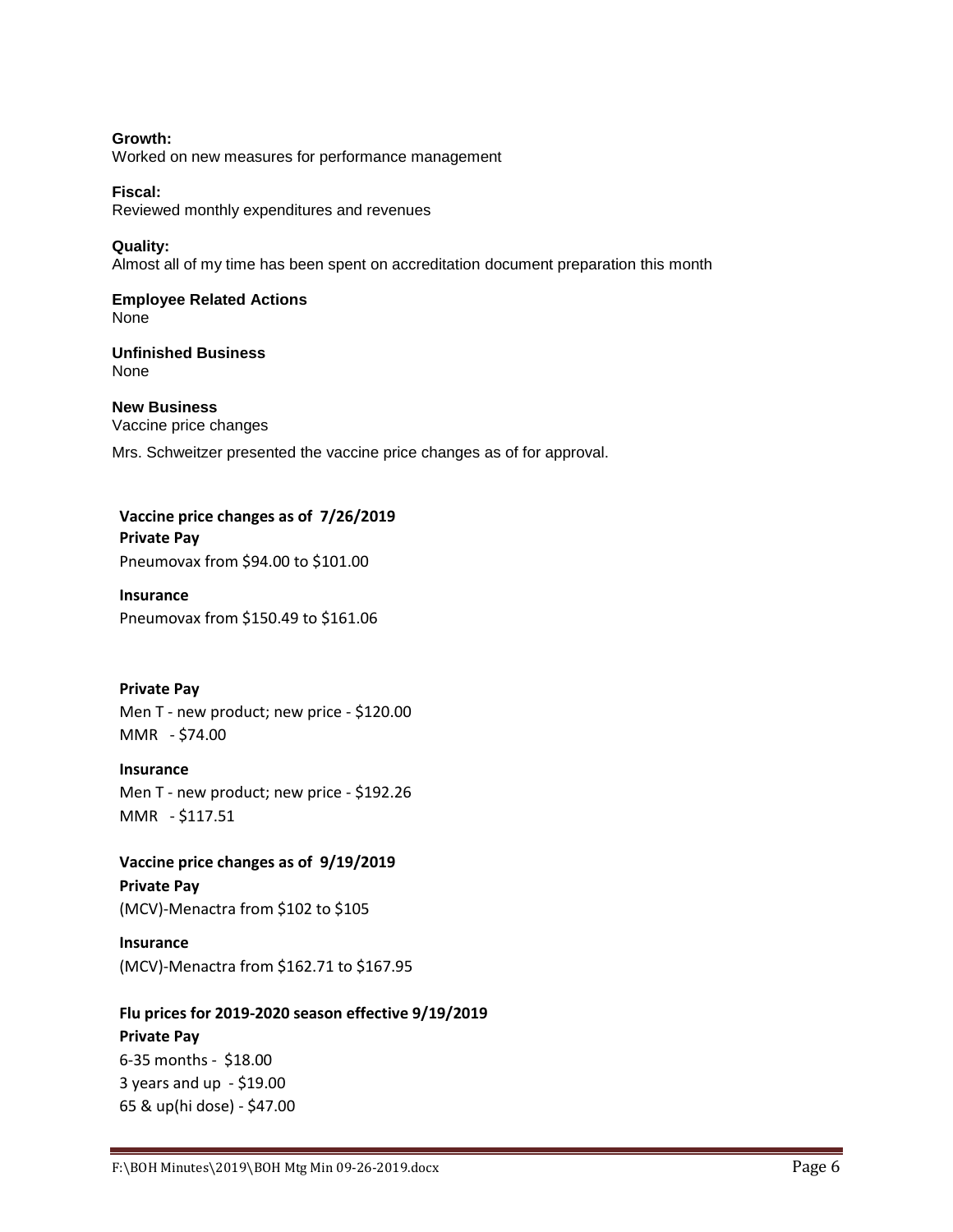**Growth:**
Worked on new measures for performance management

**Fiscal:**
Reviewed monthly expenditures and revenues

**Quality:**
Almost all of my time has been spent on accreditation document preparation this month

**Employee Related Actions**
None

**Unfinished Business**
None

**New Business**
Vaccine price changes

Mrs. Schweitzer presented the vaccine price changes as of for approval.

**Vaccine price changes as of 7/26/2019**
**Private Pay**
Pneumovax from $94.00 to $101.00

**Insurance**
Pneumovax from $150.49 to $161.06

**Private Pay**
Men T - new product; new price - $120.00
MMR - $74.00

**Insurance**
Men T - new product; new price - $192.26
MMR - $117.51

**Vaccine price changes as of 9/19/2019**
**Private Pay**
(MCV)-Menactra from $102 to $105

**Insurance**
(MCV)-Menactra from $162.71 to $167.95

**Flu prices for 2019-2020 season effective 9/19/2019**
**Private Pay**
6-35 months - $18.00
3 years and up - $19.00
65 & up(hi dose) - $47.00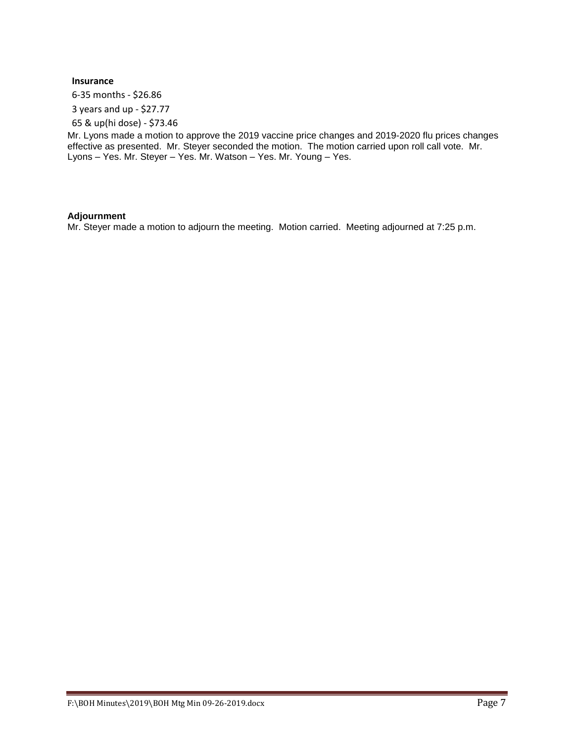**Insurance**

6-35 months - $26.86

3 years and up - $27.77

65 & up(hi dose) - $73.46

Mr. Lyons made a motion to approve the 2019 vaccine price changes and 2019-2020 flu prices changes effective as presented. Mr. Steyer seconded the motion. The motion carried upon roll call vote. Mr. Lyons – Yes. Mr. Steyer – Yes. Mr. Watson – Yes. Mr. Young – Yes.

**Adjournment**

Mr. Steyer made a motion to adjourn the meeting. Motion carried. Meeting adjourned at 7:25 p.m.